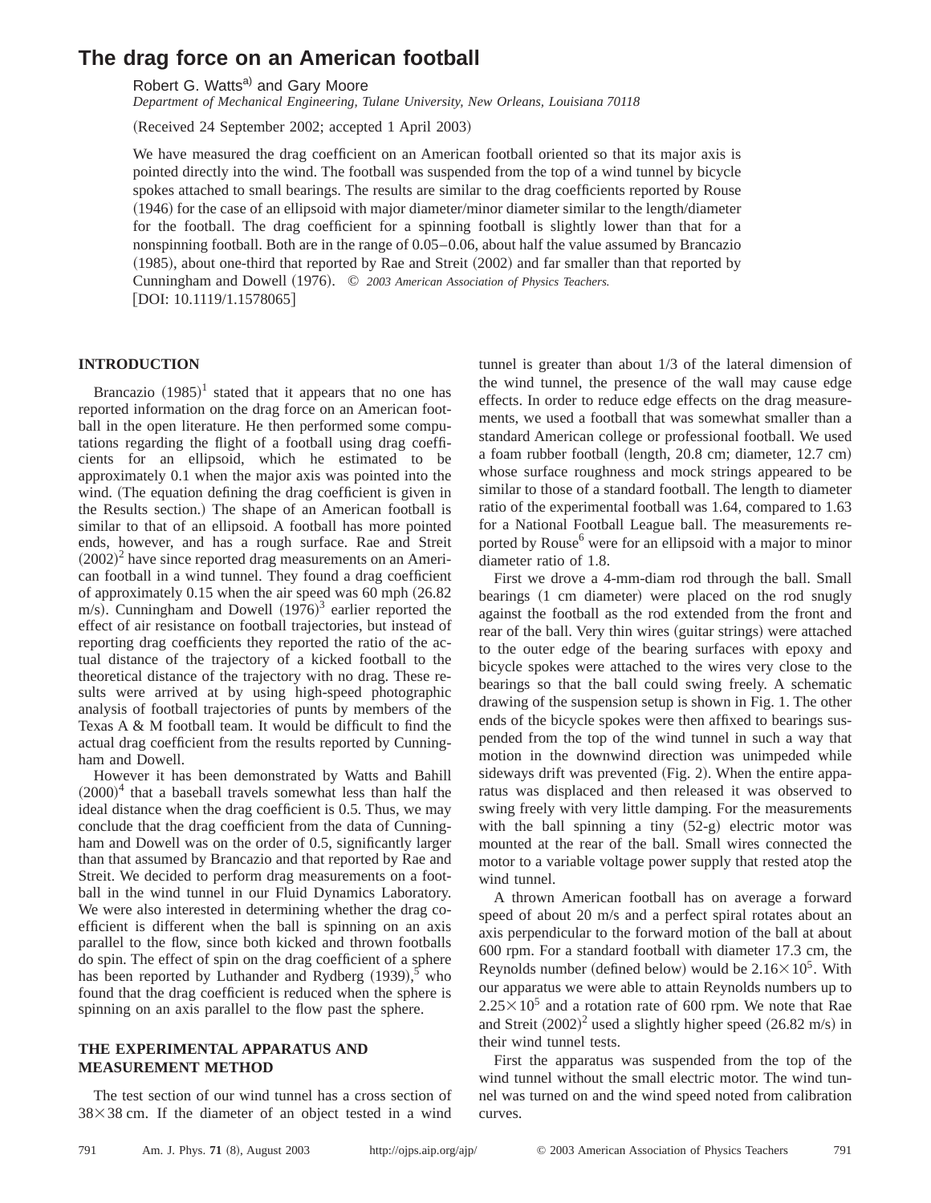# The drag force on an American football

Robert G. Watts[a)] and Gary Moore

*Department of Mechanical Engineering, Tulane University, New Orleans, Louisiana 70118*

(Received 24 September 2002; accepted 1 April 2003)

We have measured the drag coefficient on an American football oriented so that its major axis is pointed directly into the wind. The football was suspended from the top of a wind tunnel by bicycle spokes attached to small bearings. The results are similar to the drag coefficients reported by Rouse (1946) for the case of an ellipsoid with major diameter/minor diameter similar to the length/diameter for the football. The drag coefficient for a spinning football is slightly lower than that for a nonspinning football. Both are in the range of 0.05–0.06, about half the value assumed by Brancazio (1985), about one-third that reported by Rae and Streit (2002) and far smaller than that reported by Cunningham and Dowell (1976). © *2003 American Association of Physics Teachers.*
[DOI: 10.1119/1.1578065]

## INTRODUCTION

Brancazio (1985)[1] stated that it appears that no one has reported information on the drag force on an American football in the open literature. He then performed some computations regarding the flight of a football using drag coefficients for an ellipsoid, which he estimated to be approximately 0.1 when the major axis was pointed into the wind. (The equation defining the drag coefficient is given in the Results section.) The shape of an American football is similar to that of an ellipsoid. A football has more pointed ends, however, and has a rough surface. Rae and Streit (2002)[2] have since reported drag measurements on an American football in a wind tunnel. They found a drag coefficient of approximately 0.15 when the air speed was 60 mph (26.82 m/s). Cunningham and Dowell (1976)[3] earlier reported the effect of air resistance on football trajectories, but instead of reporting drag coefficients they reported the ratio of the actual distance of the trajectory of a kicked football to the theoretical distance of the trajectory with no drag. These results were arrived at by using high-speed photographic analysis of football trajectories of punts by members of the Texas A & M football team. It would be difficult to find the actual drag coefficient from the results reported by Cunningham and Dowell.

However it has been demonstrated by Watts and Bahill (2000)[4] that a baseball travels somewhat less than half the ideal distance when the drag coefficient is 0.5. Thus, we may conclude that the drag coefficient from the data of Cunningham and Dowell was on the order of 0.5, significantly larger than that assumed by Brancazio and that reported by Rae and Streit. We decided to perform drag measurements on a football in the wind tunnel in our Fluid Dynamics Laboratory. We were also interested in determining whether the drag coefficient is different when the ball is spinning on an axis parallel to the flow, since both kicked and thrown footballs do spin. The effect of spin on the drag coefficient of a sphere has been reported by Luthander and Rydberg (1939),[5] who found that the drag coefficient is reduced when the sphere is spinning on an axis parallel to the flow past the sphere.

## THE EXPERIMENTAL APPARATUS AND MEASUREMENT METHOD

The test section of our wind tunnel has a cross section of $38\times 38$ cm. If the diameter of an object tested in a wind tunnel is greater than about 1/3 of the lateral dimension of the wind tunnel, the presence of the wall may cause edge effects. In order to reduce edge effects on the drag measurements, we used a football that was somewhat smaller than a standard American college or professional football. We used a foam rubber football (length, 20.8 cm; diameter, 12.7 cm) whose surface roughness and mock strings appeared to be similar to those of a standard football. The length to diameter ratio of the experimental football was 1.64, compared to 1.63 for a National Football League ball. The measurements reported by Rouse[6] were for an ellipsoid with a major to minor diameter ratio of 1.8.

First we drove a 4-mm-diam rod through the ball. Small bearings (1 cm diameter) were placed on the rod snugly against the football as the rod extended from the front and rear of the ball. Very thin wires (guitar strings) were attached to the outer edge of the bearing surfaces with epoxy and bicycle spokes were attached to the wires very close to the bearings so that the ball could swing freely. A schematic drawing of the suspension setup is shown in Fig. 1. The other ends of the bicycle spokes were then affixed to bearings suspended from the top of the wind tunnel in such a way that motion in the downwind direction was unimpeded while sideways drift was prevented (Fig. 2). When the entire apparatus was displaced and then released it was observed to swing freely with very little damping. For the measurements with the ball spinning a tiny (52-g) electric motor was mounted at the rear of the ball. Small wires connected the motor to a variable voltage power supply that rested atop the wind tunnel.

A thrown American football has on average a forward speed of about 20 m/s and a perfect spiral rotates about an axis perpendicular to the forward motion of the ball at about 600 rpm. For a standard football with diameter 17.3 cm, the Reynolds number (defined below) would be $2.16\times 10^5$. With our apparatus we were able to attain Reynolds numbers up to $2.25\times 10^5$ and a rotation rate of 600 rpm. We note that Rae and Streit (2002)[2] used a slightly higher speed (26.82 m/s) in their wind tunnel tests.

First the apparatus was suspended from the top of the wind tunnel without the small electric motor. The wind tunnel was turned on and the wind speed noted from calibration curves.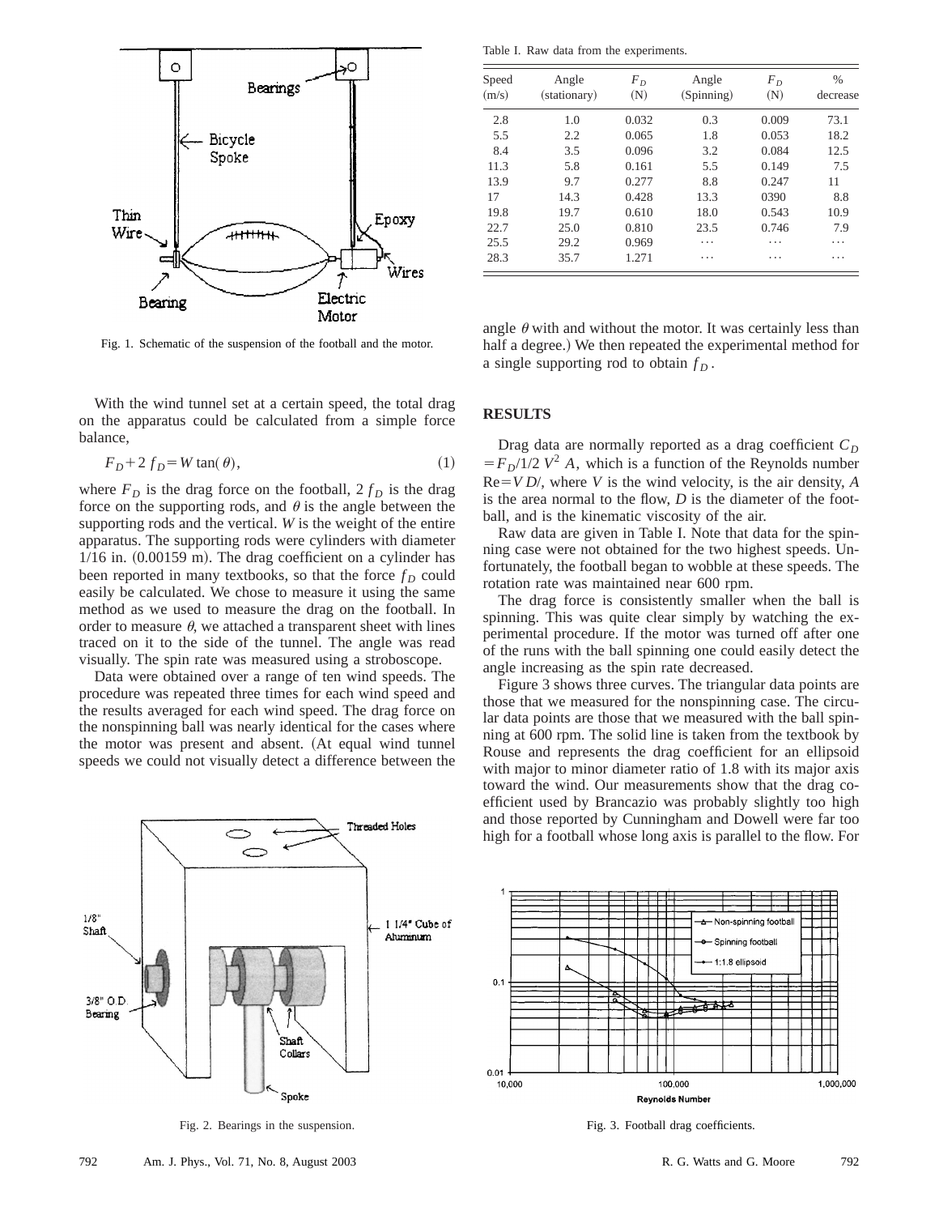Fig. 1. Schematic of the suspension of the football and the motor.

With the wind tunnel set at a certain speed, the total drag on the apparatus could be calculated from a simple force balance,

$$F_D + 2\,f_D = W\tan(\theta), \tag{1}$$

where $F_D$ is the drag force on the football, $2\,f_D$ is the drag force on the supporting rods, and $\theta$ is the angle between the supporting rods and the vertical. $W$ is the weight of the entire apparatus. The supporting rods were cylinders with diameter 1/16 in. (0.00159 m). The drag coefficient on a cylinder has been reported in many textbooks, so that the force $f_D$ could easily be calculated. We chose to measure it using the same method as we used to measure the drag on the football. In order to measure $\theta$, we attached a transparent sheet with lines traced on it to the side of the tunnel. The angle was read visually. The spin rate was measured using a stroboscope.

Data were obtained over a range of ten wind speeds. The procedure was repeated three times for each wind speed and the results averaged for each wind speed. The drag force on the nonspinning ball was nearly identical for the cases where the motor was present and absent. (At equal wind tunnel speeds we could not visually detect a difference between the angle $\theta$ with and without the motor. It was certainly less than half a degree.) We then repeated the experimental method for a single supporting rod to obtain $f_D$.

Fig. 2. Bearings in the suspension.

Table I. Raw data from the experiments.

| Speed (m/s) | Angle (stationary) | $F_D$ (N) | Angle (Spinning) | $F_D$ (N) | % decrease |
|---|---|---|---|---|---|
| 2.8 | 1.0 | 0.032 | 0.3 | 0.009 | 73.1 |
| 5.5 | 2.2 | 0.065 | 1.8 | 0.053 | 18.2 |
| 8.4 | 3.5 | 0.096 | 3.2 | 0.084 | 12.5 |
| 11.3 | 5.8 | 0.161 | 5.5 | 0.149 | 7.5 |
| 13.9 | 9.7 | 0.277 | 8.8 | 0.247 | 11 |
| 17 | 14.3 | 0.428 | 13.3 | 0390 | 8.8 |
| 19.8 | 19.7 | 0.610 | 18.0 | 0.543 | 10.9 |
| 22.7 | 25.0 | 0.810 | 23.5 | 0.746 | 7.9 |
| 25.5 | 29.2 | 0.969 | ⋯ | ⋯ | ⋯ |
| 28.3 | 35.7 | 1.271 | ⋯ | ⋯ | ⋯ |

## RESULTS

Drag data are normally reported as a drag coefficient $C_D = F_D/1/2\,V^2\,A$, which is a function of the Reynolds number $\mathrm{Re}=V\,D/$, where $V$ is the wind velocity, is the air density, $A$ is the area normal to the flow, $D$ is the diameter of the football, and is the kinematic viscosity of the air.

Raw data are given in Table I. Note that data for the spinning case were not obtained for the two highest speeds. Unfortunately, the football began to wobble at these speeds. The rotation rate was maintained near 600 rpm.

The drag force is consistently smaller when the ball is spinning. This was quite clear simply by watching the experimental procedure. If the motor was turned off after one of the runs with the ball spinning one could easily detect the angle increasing as the spin rate decreased.

Figure 3 shows three curves. The triangular data points are those that we measured for the nonspinning case. The circular data points are those that we measured with the ball spinning at 600 rpm. The solid line is taken from the textbook by Rouse and represents the drag coefficient for an ellipsoid with major to minor diameter ratio of 1.8 with its major axis toward the wind. Our measurements show that the drag coefficient used by Brancazio was probably slightly too high and those reported by Cunningham and Dowell were far too high for a football whose long axis is parallel to the flow. For

Fig. 3. Football drag coefficients.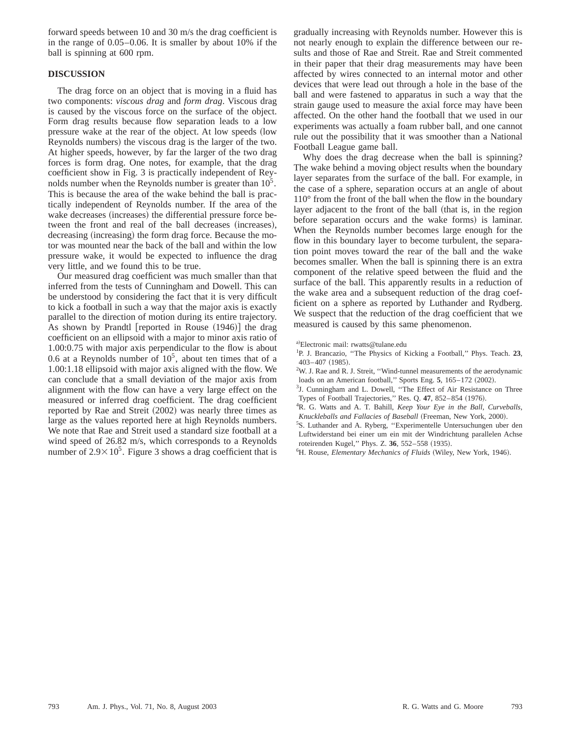forward speeds between 10 and 30 m/s the drag coefficient is in the range of 0.05–0.06. It is smaller by about 10% if the ball is spinning at 600 rpm.

## DISCUSSION

The drag force on an object that is moving in a fluid has two components: *viscous drag* and *form drag*. Viscous drag is caused by the viscous force on the surface of the object. Form drag results because flow separation leads to a low pressure wake at the rear of the object. At low speeds (low Reynolds numbers) the viscous drag is the larger of the two. At higher speeds, however, by far the larger of the two drag forces is form drag. One notes, for example, that the drag coefficient show in Fig. 3 is practically independent of Reynolds number when the Reynolds number is greater than $10^5$. This is because the area of the wake behind the ball is practically independent of Reynolds number. If the area of the wake decreases (increases) the differential pressure force between the front and real of the ball decreases (increases), decreasing (increasing) the form drag force. Because the motor was mounted near the back of the ball and within the low pressure wake, it would be expected to influence the drag very little, and we found this to be true.

Our measured drag coefficient was much smaller than that inferred from the tests of Cunningham and Dowell. This can be understood by considering the fact that it is very difficult to kick a football in such a way that the major axis is exactly parallel to the direction of motion during its entire trajectory. As shown by Prandtl [reported in Rouse (1946)] the drag coefficient on an ellipsoid with a major to minor axis ratio of 1.00:0.75 with major axis perpendicular to the flow is about 0.6 at a Reynolds number of $10^5$, about ten times that of a 1.00:1.18 ellipsoid with major axis aligned with the flow. We can conclude that a small deviation of the major axis from alignment with the flow can have a very large effect on the measured or inferred drag coefficient. The drag coefficient reported by Rae and Streit (2002) was nearly three times as large as the values reported here at high Reynolds numbers. We note that Rae and Streit used a standard size football at a wind speed of 26.82 m/s, which corresponds to a Reynolds number of $2.9\times10^5$. Figure 3 shows a drag coefficient that is gradually increasing with Reynolds number. However this is not nearly enough to explain the difference between our results and those of Rae and Streit. Rae and Streit commented in their paper that their drag measurements may have been affected by wires connected to an internal motor and other devices that were lead out through a hole in the base of the ball and were fastened to apparatus in such a way that the strain gauge used to measure the axial force may have been affected. On the other hand the football that we used in our experiments was actually a foam rubber ball, and one cannot rule out the possibility that it was smoother than a National Football League game ball.

Why does the drag decrease when the ball is spinning? The wake behind a moving object results when the boundary layer separates from the surface of the ball. For example, in the case of a sphere, separation occurs at an angle of about 110° from the front of the ball when the flow in the boundary layer adjacent to the front of the ball (that is, in the region before separation occurs and the wake forms) is laminar. When the Reynolds number becomes large enough for the flow in this boundary layer to become turbulent, the separation point moves toward the rear of the ball and the wake becomes smaller. When the ball is spinning there is an extra component of the relative speed between the fluid and the surface of the ball. This apparently results in a reduction of the wake area and a subsequent reduction of the drag coefficient on a sphere as reported by Luthander and Rydberg. We suspect that the reduction of the drag coefficient that we measured is caused by this same phenomenon.

[a]Electronic mail: rwatts@tulane.edu

[1]P. J. Brancazio, ''The Physics of Kicking a Football,'' Phys. Teach. **23**, 403–407 (1985).

[2]W. J. Rae and R. J. Streit, ''Wind-tunnel measurements of the aerodynamic loads on an American football,'' Sports Eng. **5**, 165–172 (2002).

[3]J. Cunningham and L. Dowell, ''The Effect of Air Resistance on Three Types of Football Trajectories,'' Res. Q. **47**, 852–854 (1976).

[4]R. G. Watts and A. T. Bahill, *Keep Your Eye in the Ball, Curveballs, Knuckleballs and Fallacies of Baseball* (Freeman, New York, 2000).

[5]S. Luthander and A. Ryberg, ''Experimentelle Untersuchungen uber den Luftwiderstand bei einer um ein mit der Windrichtung parallelen Achse roteirenden Kugel,'' Phys. Z. **36**, 552–558 (1935).

[6]H. Rouse, *Elementary Mechanics of Fluids* (Wiley, New York, 1946).